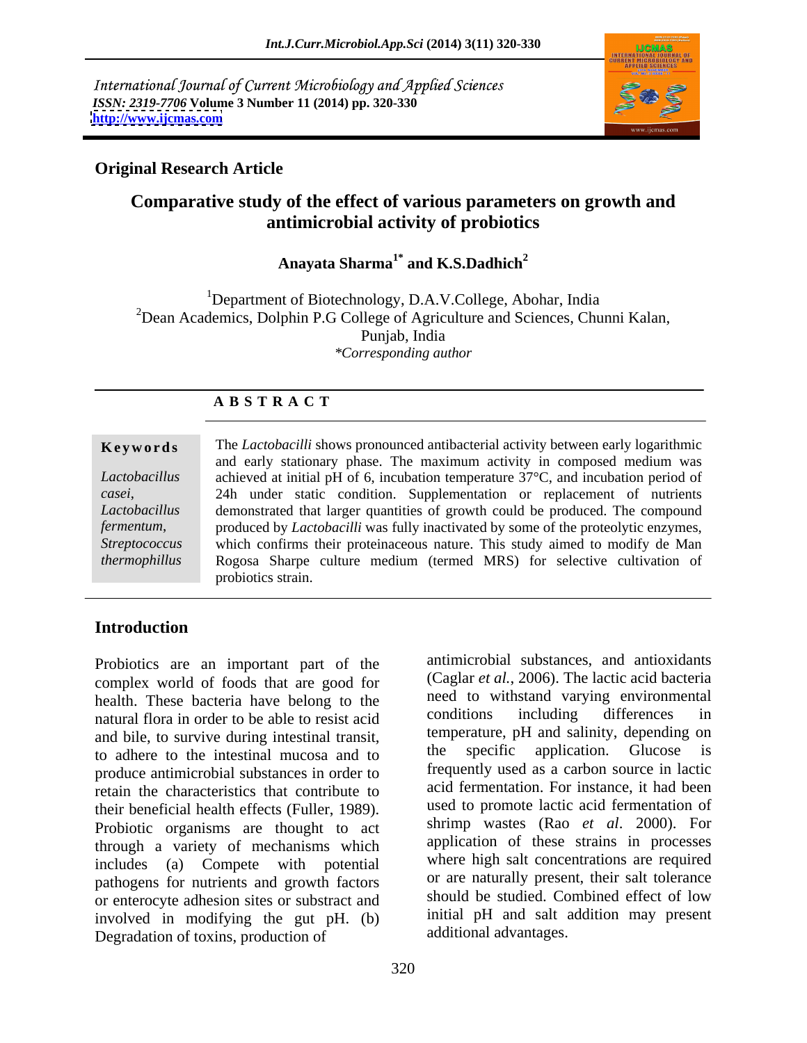International Journal of Current Microbiology and Applied Sciences
*ISSN: 2319-7706* **Volume 3 Number 11 (2014) pp. 320-330**
**http://www.ijcmas.com**

**Original Research Article**

# Comparative study of the effect of various parameters on growth and antimicrobial activity of probiotics

**Anayata Sharma[1*] and K.S.Dadhich[2]**

[1]Department of Biotechnology, D.A.V.College, Abohar, India
[2]Dean Academics, Dolphin P.G College of Agriculture and Sciences, Chunni Kalan, Punjab, India
*\*Corresponding author*

**A B S T R A C T**

**Keywords**

*Lactobacillus casei*, *Lactobacillus fermentum*, *Streptococcus thermophillus*

The *Lactobacilli* shows pronounced antibacterial activity between early logarithmic and early stationary phase. The maximum activity in composed medium was achieved at initial pH of 6, incubation temperature 37°C, and incubation period of 24h under static condition. Supplementation or replacement of nutrients demonstrated that larger quantities of growth could be produced. The compound produced by *Lactobacilli* was fully inactivated by some of the proteolytic enzymes, which confirms their proteinaceous nature. This study aimed to modify de Man Rogosa Sharpe culture medium (termed MRS) for selective cultivation of probiotics strain.

## Introduction

Probiotics are an important part of the complex world of foods that are good for health. These bacteria have belong to the natural flora in order to be able to resist acid and bile, to survive during intestinal transit, to adhere to the intestinal mucosa and to produce antimicrobial substances in order to retain the characteristics that contribute to their beneficial health effects (Fuller, 1989). Probiotic organisms are thought to act through a variety of mechanisms which includes (a) Compete with potential pathogens for nutrients and growth factors or enterocyte adhesion sites or substract and involved in modifying the gut pH. (b) Degradation of toxins, production of antimicrobial substances, and antioxidants (Caglar *et al.*, 2006). The lactic acid bacteria need to withstand varying environmental conditions including differences in temperature, pH and salinity, depending on the specific application. Glucose is frequently used as a carbon source in lactic acid fermentation. For instance, it had been used to promote lactic acid fermentation of shrimp wastes (Rao *et al*. 2000). For application of these strains in processes where high salt concentrations are required or are naturally present, their salt tolerance should be studied. Combined effect of low initial pH and salt addition may present additional advantages.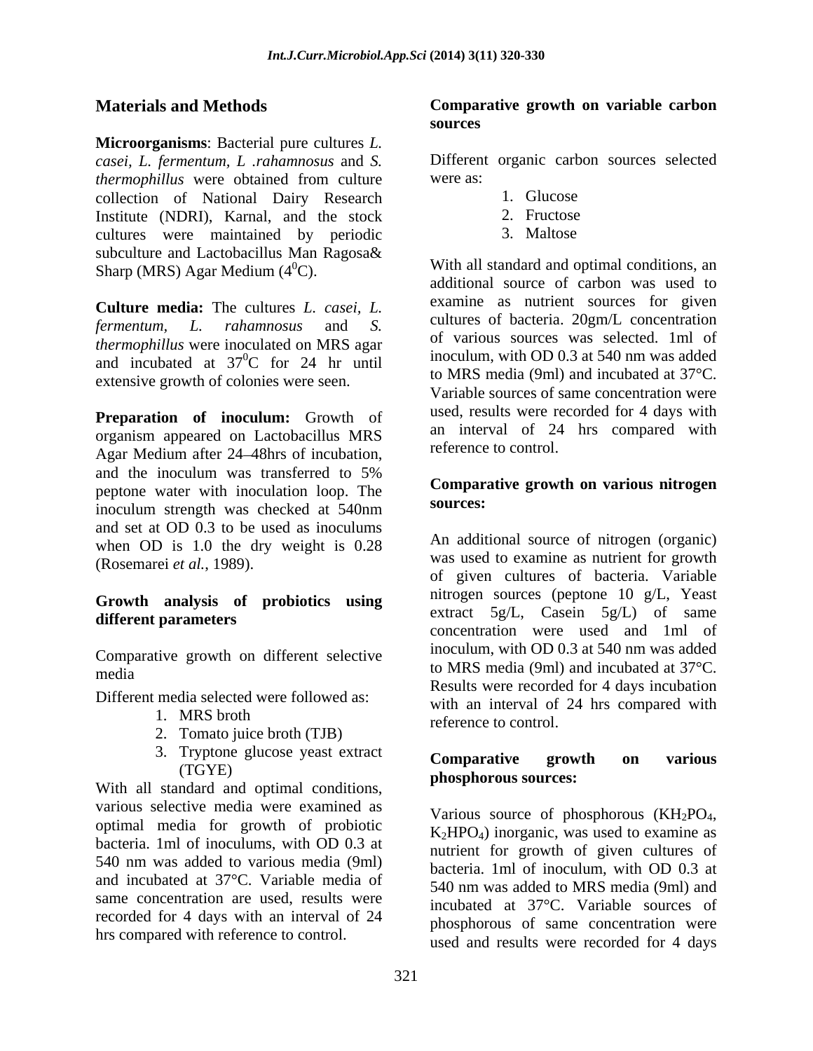## Materials and Methods

**Microorganisms**: Bacterial pure cultures *L. casei*, *L. fermentum*, *L .rahamnosus* and *S. thermophillus* were obtained from culture collection of National Dairy Research Institute (NDRI), Karnal, and the stock cultures were maintained by periodic subculture and Lactobacillus Man Ragosa& Sharp (MRS) Agar Medium ($4^0$C).

**Culture media:** The cultures *L. casei*, *L. fermentum*, *L. rahamnosus* and *S. thermophillus* were inoculated on MRS agar and incubated at $37^0$C for 24 hr until extensive growth of colonies were seen.

**Preparation of inoculum:** Growth of organism appeared on Lactobacillus MRS Agar Medium after 24–48hrs of incubation, and the inoculum was transferred to 5% peptone water with inoculation loop. The inoculum strength was checked at 540nm and set at OD 0.3 to be used as inoculums when OD is 1.0 the dry weight is 0.28 (Rosemarei *et al.*, 1989).

### Growth analysis of probiotics using different parameters

Comparative growth on different selective media

Different media selected were followed as:

1. MRS broth
2. Tomato juice broth (TJB)
3. Tryptone glucose yeast extract (TGYE)

With all standard and optimal conditions, various selective media were examined as optimal media for growth of probiotic bacteria. 1ml of inoculums, with OD 0.3 at 540 nm was added to various media (9ml) and incubated at 37°C. Variable media of same concentration are used, results were recorded for 4 days with an interval of 24 hrs compared with reference to control.

### Comparative growth on variable carbon sources

Different organic carbon sources selected were as:

1. Glucose
2. Fructose
3. Maltose

With all standard and optimal conditions, an additional source of carbon was used to examine as nutrient sources for given cultures of bacteria. 20gm/L concentration of various sources was selected. 1ml of inoculum, with OD 0.3 at 540 nm was added to MRS media (9ml) and incubated at 37°C. Variable sources of same concentration were used, results were recorded for 4 days with an interval of 24 hrs compared with reference to control.

### Comparative growth on various nitrogen sources:

An additional source of nitrogen (organic) was used to examine as nutrient for growth of given cultures of bacteria. Variable nitrogen sources (peptone 10 g/L, Yeast extract 5g/L, Casein 5g/L) of same concentration were used and 1ml of inoculum, with OD 0.3 at 540 nm was added to MRS media (9ml) and incubated at 37°C. Results were recorded for 4 days incubation with an interval of 24 hrs compared with reference to control.

### Comparative growth on various phosphorous sources:

Various source of phosphorous ($KH_2PO_4$, $K_2HPO_4$) inorganic, was used to examine as nutrient for growth of given cultures of bacteria. 1ml of inoculum, with OD 0.3 at 540 nm was added to MRS media (9ml) and incubated at 37°C. Variable sources of phosphorous of same concentration were used and results were recorded for 4 days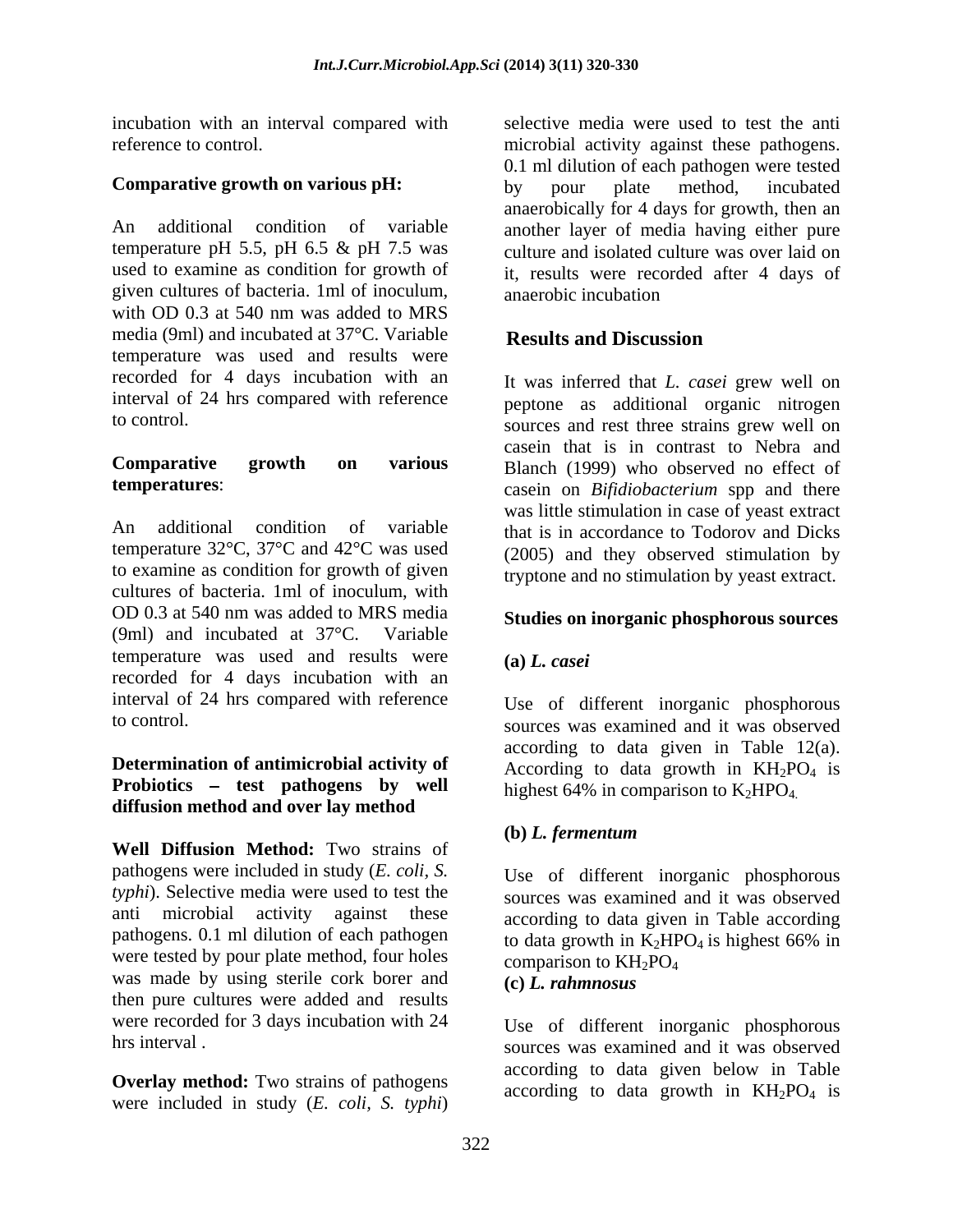incubation with an interval compared with reference to control.

**Comparative growth on various pH:**

An additional condition of variable temperature pH 5.5, pH 6.5 & pH 7.5 was used to examine as condition for growth of given cultures of bacteria. 1ml of inoculum, with OD 0.3 at 540 nm was added to MRS media (9ml) and incubated at 37°C. Variable temperature was used and results were recorded for 4 days incubation with an interval of 24 hrs compared with reference to control.

**Comparative growth on various temperatures**:

An additional condition of variable temperature 32°C, 37°C and 42°C was used to examine as condition for growth of given cultures of bacteria. 1ml of inoculum, with OD 0.3 at 540 nm was added to MRS media (9ml) and incubated at 37°C. Variable temperature was used and results were recorded for 4 days incubation with an interval of 24 hrs compared with reference to control.

**Determination of antimicrobial activity of Probiotics – test pathogens by well diffusion method and over lay method**

**Well Diffusion Method:** Two strains of pathogens were included in study (*E. coli, S. typhi*). Selective media were used to test the anti microbial activity against these pathogens. 0.1 ml dilution of each pathogen were tested by pour plate method, four holes was made by using sterile cork borer and then pure cultures were added and results were recorded for 3 days incubation with 24 hrs interval .

**Overlay method:** Two strains of pathogens were included in study (*E. coli, S. typhi*) selective media were used to test the anti microbial activity against these pathogens. 0.1 ml dilution of each pathogen were tested by pour plate method, incubated anaerobically for 4 days for growth, then an another layer of media having either pure culture and isolated culture was over laid on it, results were recorded after 4 days of anaerobic incubation

## Results and Discussion

It was inferred that *L. casei* grew well on peptone as additional organic nitrogen sources and rest three strains grew well on casein that is in contrast to Nebra and Blanch (1999) who observed no effect of casein on *Bifidiobacterium* spp and there was little stimulation in case of yeast extract that is in accordance to Todorov and Dicks (2005) and they observed stimulation by tryptone and no stimulation by yeast extract.

**Studies on inorganic phosphorous sources**

**(a) *L. casei***

Use of different inorganic phosphorous sources was examined and it was observed according to data given in Table 12(a). According to data growth in $KH_2PO_4$ is highest 64% in comparison to $K_2HPO_4$.

**(b) *L. fermentum***

Use of different inorganic phosphorous sources was examined and it was observed according to data given in Table according to data growth in $K_2HPO_4$ is highest 66% in comparison to $KH_2PO_4$

**(c) *L. rahmnosus***

Use of different inorganic phosphorous sources was examined and it was observed according to data given below in Table according to data growth in $KH_2PO_4$ is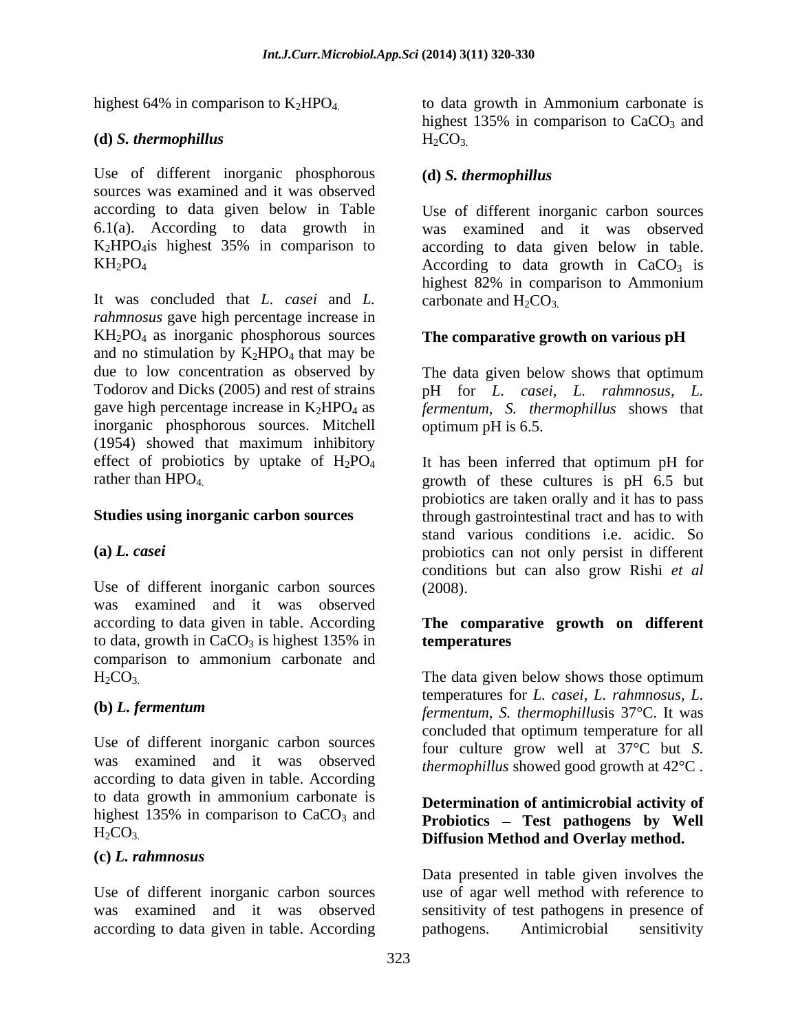highest 64% in comparison to $K_2HPO_4$.

**(d) *S. thermophillus***

Use of different inorganic phosphorous sources was examined and it was observed according to data given below in Table 6.1(a). According to data growth in $K_2HPO_4$is highest 35% in comparison to $KH_2PO_4$

It was concluded that *L. casei* and *L. rahmnosus* gave high percentage increase in $KH_2PO_4$ as inorganic phosphorous sources and no stimulation by $K_2HPO_4$ that may be due to low concentration as observed by Todorov and Dicks (2005) and rest of strains gave high percentage increase in $K_2HPO_4$ as inorganic phosphorous sources. Mitchell (1954) showed that maximum inhibitory effect of probiotics by uptake of $H_2PO_4$ rather than $HPO_4$.

**Studies using inorganic carbon sources**

**(a) *L. casei***

Use of different inorganic carbon sources was examined and it was observed according to data given in table. According to data, growth in $CaCO_3$ is highest 135% in comparison to ammonium carbonate and $H_2CO_3$.

**(b) *L. fermentum***

Use of different inorganic carbon sources was examined and it was observed according to data given in table. According to data growth in ammonium carbonate is highest 135% in comparison to $CaCO_3$ and $H_2CO_3$.

**(c) *L. rahmnosus***

Use of different inorganic carbon sources was examined and it was observed according to data given in table. According to data growth in Ammonium carbonate is highest 135% in comparison to $CaCO_3$ and $H_2CO_3$.

**(d) *S. thermophillus***

Use of different inorganic carbon sources was examined and it was observed according to data given below in table. According to data growth in $CaCO_3$ is highest 82% in comparison to Ammonium carbonate and $H_2CO_3$.

**The comparative growth on various pH**

The data given below shows that optimum pH for *L. casei, L. rahmnosus, L. fermentum, S. thermophillus* shows that optimum pH is 6.5.

It has been inferred that optimum pH for growth of these cultures is pH 6.5 but probiotics are taken orally and it has to pass through gastrointestinal tract and has to with stand various conditions i.e. acidic. So probiotics can not only persist in different conditions but can also grow Rishi *et al* (2008).

**The comparative growth on different temperatures**

The data given below shows those optimum temperatures for *L. casei, L. rahmnosus, L. fermentum, S. thermophillus*is 37°C. It was concluded that optimum temperature for all four culture grow well at 37°C but *S. thermophillus* showed good growth at 42°C .

**Determination of antimicrobial activity of Probiotics – Test pathogens by Well Diffusion Method and Overlay method.**

Data presented in table given involves the use of agar well method with reference to sensitivity of test pathogens in presence of pathogens. Antimicrobial sensitivity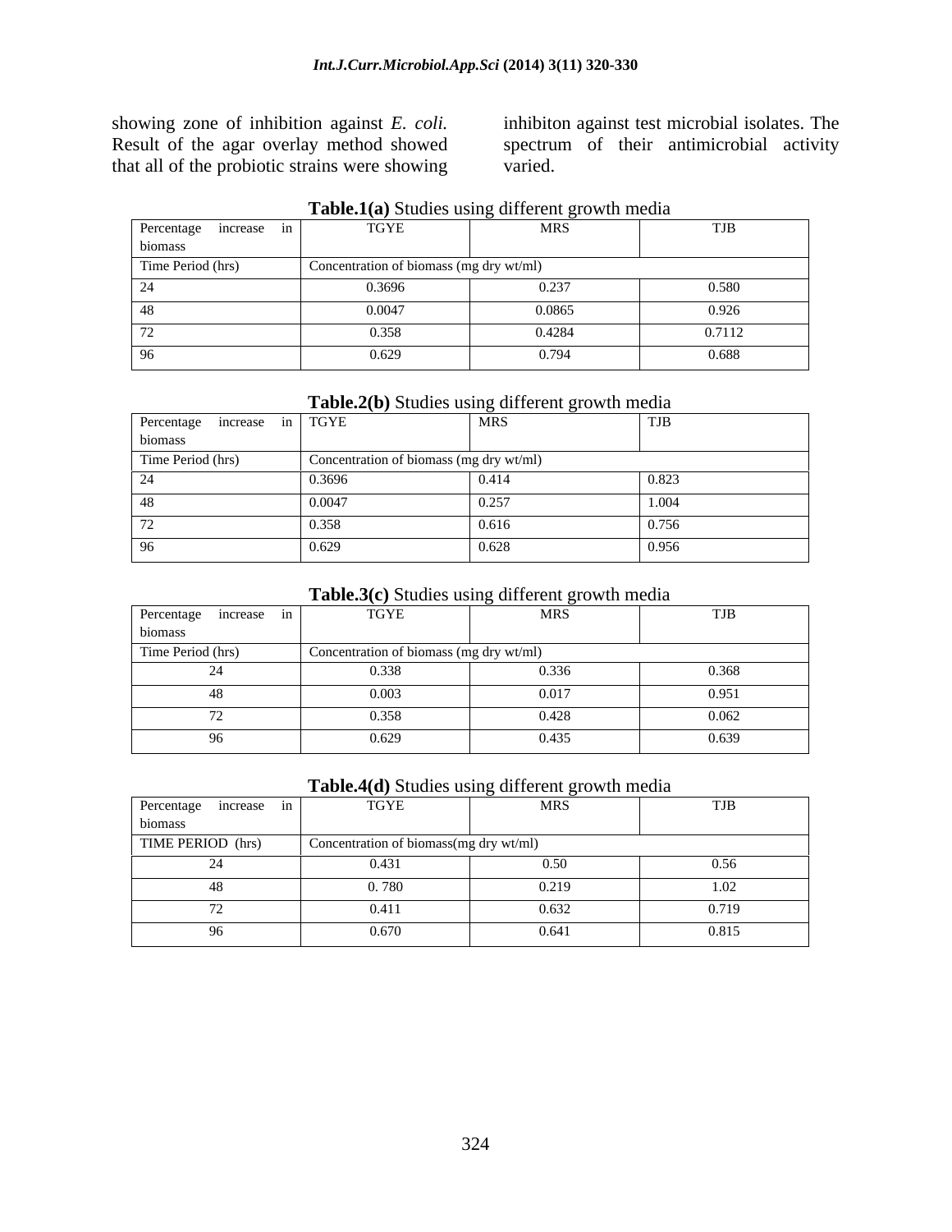showing zone of inhibition against *E. coli.* Result of the agar overlay method showed that all of the probiotic strains were showing inhibiton against test microbial isolates. The spectrum of their antimicrobial activity varied.

**Table.1(a)** Studies using different growth media

| Percentage increase in biomass | TGYE | MRS | TJB |
|---|---|---|---|
| Time Period (hrs) | Concentration of biomass (mg dry wt/ml) | | |
| 24 | 0.3696 | 0.237 | 0.580 |
| 48 | 0.0047 | 0.0865 | 0.926 |
| 72 | 0.358 | 0.4284 | 0.7112 |
| 96 | 0.629 | 0.794 | 0.688 |

**Table.2(b)** Studies using different growth media

| Percentage increase in biomass | TGYE | MRS | TJB |
|---|---|---|---|
| Time Period (hrs) | Concentration of biomass (mg dry wt/ml) | | |
| 24 | 0.3696 | 0.414 | 0.823 |
| 48 | 0.0047 | 0.257 | 1.004 |
| 72 | 0.358 | 0.616 | 0.756 |
| 96 | 0.629 | 0.628 | 0.956 |

**Table.3(c)** Studies using different growth media

| Percentage increase in biomass | TGYE | MRS | TJB |
|---|---|---|---|
| Time Period (hrs) | Concentration of biomass (mg dry wt/ml) | | |
| 24 | 0.338 | 0.336 | 0.368 |
| 48 | 0.003 | 0.017 | 0.951 |
| 72 | 0.358 | 0.428 | 0.062 |
| 96 | 0.629 | 0.435 | 0.639 |

**Table.4(d)** Studies using different growth media

| Percentage increase in biomass | TGYE | MRS | TJB |
|---|---|---|---|
| TIME PERIOD (hrs) | Concentration of biomass(mg dry wt/ml) | | |
| 24 | 0.431 | 0.50 | 0.56 |
| 48 | 0. 780 | 0.219 | 1.02 |
| 72 | 0.411 | 0.632 | 0.719 |
| 96 | 0.670 | 0.641 | 0.815 |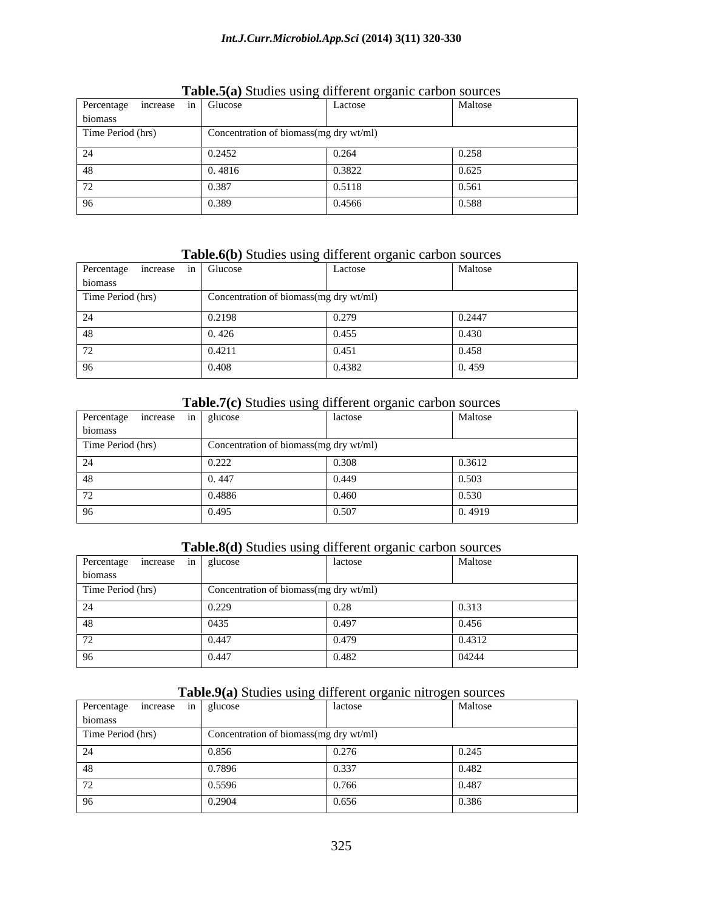**Table.5(a)** Studies using different organic carbon sources

| Percentage increase in biomass | Glucose | Lactose | Maltose |
|---|---|---|---|
| Time Period (hrs) | Concentration of biomass(mg dry wt/ml) | | |
| 24 | 0.2452 | 0.264 | 0.258 |
| 48 | 0. 4816 | 0.3822 | 0.625 |
| 72 | 0.387 | 0.5118 | 0.561 |
| 96 | 0.389 | 0.4566 | 0.588 |

**Table.6(b)** Studies using different organic carbon sources

| Percentage increase in biomass | Glucose | Lactose | Maltose |
|---|---|---|---|
| Time Period (hrs) | Concentration of biomass(mg dry wt/ml) | | |
| 24 | 0.2198 | 0.279 | 0.2447 |
| 48 | 0. 426 | 0.455 | 0.430 |
| 72 | 0.4211 | 0.451 | 0.458 |
| 96 | 0.408 | 0.4382 | 0. 459 |

**Table.7(c)** Studies using different organic carbon sources

| Percentage increase in biomass | glucose | lactose | Maltose |
|---|---|---|---|
| Time Period (hrs) | Concentration of biomass(mg dry wt/ml) | | |
| 24 | 0.222 | 0.308 | 0.3612 |
| 48 | 0. 447 | 0.449 | 0.503 |
| 72 | 0.4886 | 0.460 | 0.530 |
| 96 | 0.495 | 0.507 | 0. 4919 |

**Table.8(d)** Studies using different organic carbon sources

| Percentage increase in biomass | glucose | lactose | Maltose |
|---|---|---|---|
| Time Period (hrs) | Concentration of biomass(mg dry wt/ml) | | |
| 24 | 0.229 | 0.28 | 0.313 |
| 48 | 0435 | 0.497 | 0.456 |
| 72 | 0.447 | 0.479 | 0.4312 |
| 96 | 0.447 | 0.482 | 04244 |

**Table.9(a)** Studies using different organic nitrogen sources

| Percentage increase in biomass | glucose | lactose | Maltose |
|---|---|---|---|
| Time Period (hrs) | Concentration of biomass(mg dry wt/ml) | | |
| 24 | 0.856 | 0.276 | 0.245 |
| 48 | 0.7896 | 0.337 | 0.482 |
| 72 | 0.5596 | 0.766 | 0.487 |
| 96 | 0.2904 | 0.656 | 0.386 |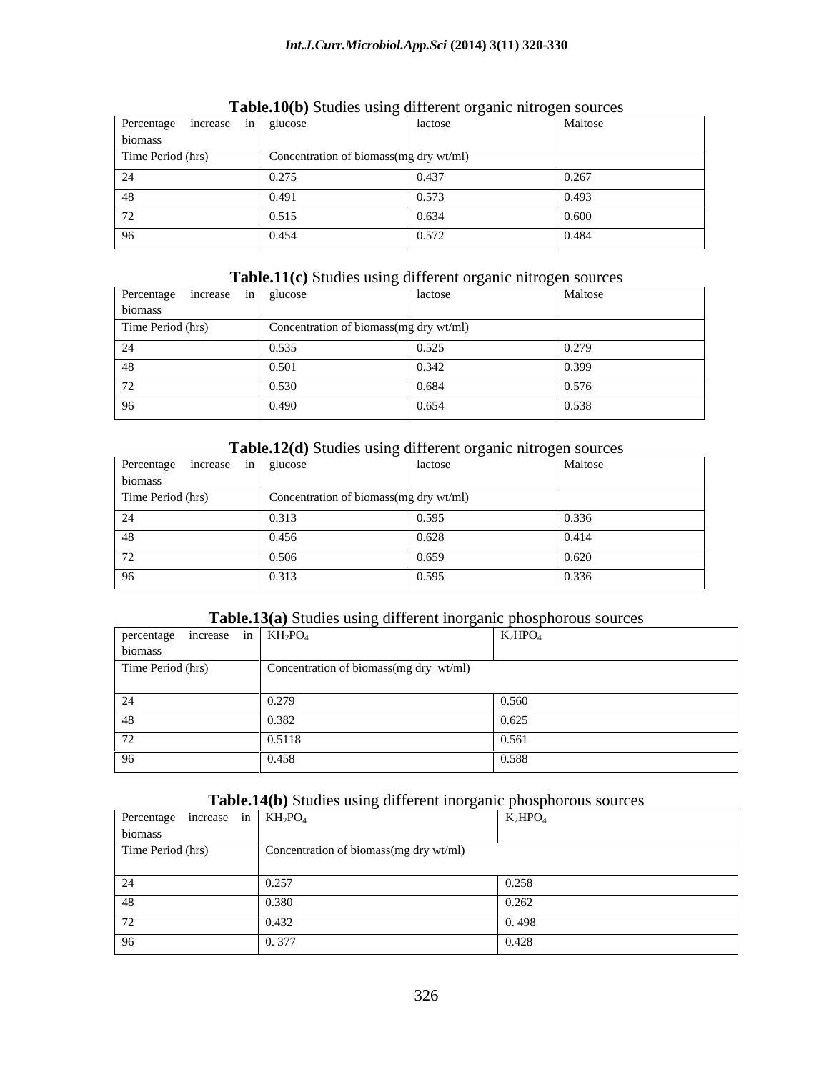**Table.10(b)** Studies using different organic nitrogen sources

| Percentage increase in biomass | glucose | lactose | Maltose |
|---|---|---|---|
| Time Period (hrs) | Concentration of biomass(mg dry wt/ml) | | |
| 24 | 0.275 | 0.437 | 0.267 |
| 48 | 0.491 | 0.573 | 0.493 |
| 72 | 0.515 | 0.634 | 0.600 |
| 96 | 0.454 | 0.572 | 0.484 |

**Table.11(c)** Studies using different organic nitrogen sources

| Percentage increase in biomass | glucose | lactose | Maltose |
|---|---|---|---|
| Time Period (hrs) | Concentration of biomass(mg dry wt/ml) | | |
| 24 | 0.535 | 0.525 | 0.279 |
| 48 | 0.501 | 0.342 | 0.399 |
| 72 | 0.530 | 0.684 | 0.576 |
| 96 | 0.490 | 0.654 | 0.538 |

**Table.12(d)** Studies using different organic nitrogen sources

| Percentage increase in biomass | glucose | lactose | Maltose |
|---|---|---|---|
| Time Period (hrs) | Concentration of biomass(mg dry wt/ml) | | |
| 24 | 0.313 | 0.595 | 0.336 |
| 48 | 0.456 | 0.628 | 0.414 |
| 72 | 0.506 | 0.659 | 0.620 |
| 96 | 0.313 | 0.595 | 0.336 |

**Table.13(a)** Studies using different inorganic phosphorous sources

| percentage increase in biomass | $KH_2PO_4$ | $K_2HPO_4$ |
|---|---|---|
| Time Period (hrs) | Concentration of biomass(mg dry wt/ml) | |
| 24 | 0.279 | 0.560 |
| 48 | 0.382 | 0.625 |
| 72 | 0.5118 | 0.561 |
| 96 | 0.458 | 0.588 |

**Table.14(b)** Studies using different inorganic phosphorous sources

| Percentage increase in biomass | $KH_2PO_4$ | $K_2HPO_4$ |
|---|---|---|
| Time Period (hrs) | Concentration of biomass(mg dry wt/ml) | |
| 24 | 0.257 | 0.258 |
| 48 | 0.380 | 0.262 |
| 72 | 0.432 | 0. 498 |
| 96 | 0. 377 | 0.428 |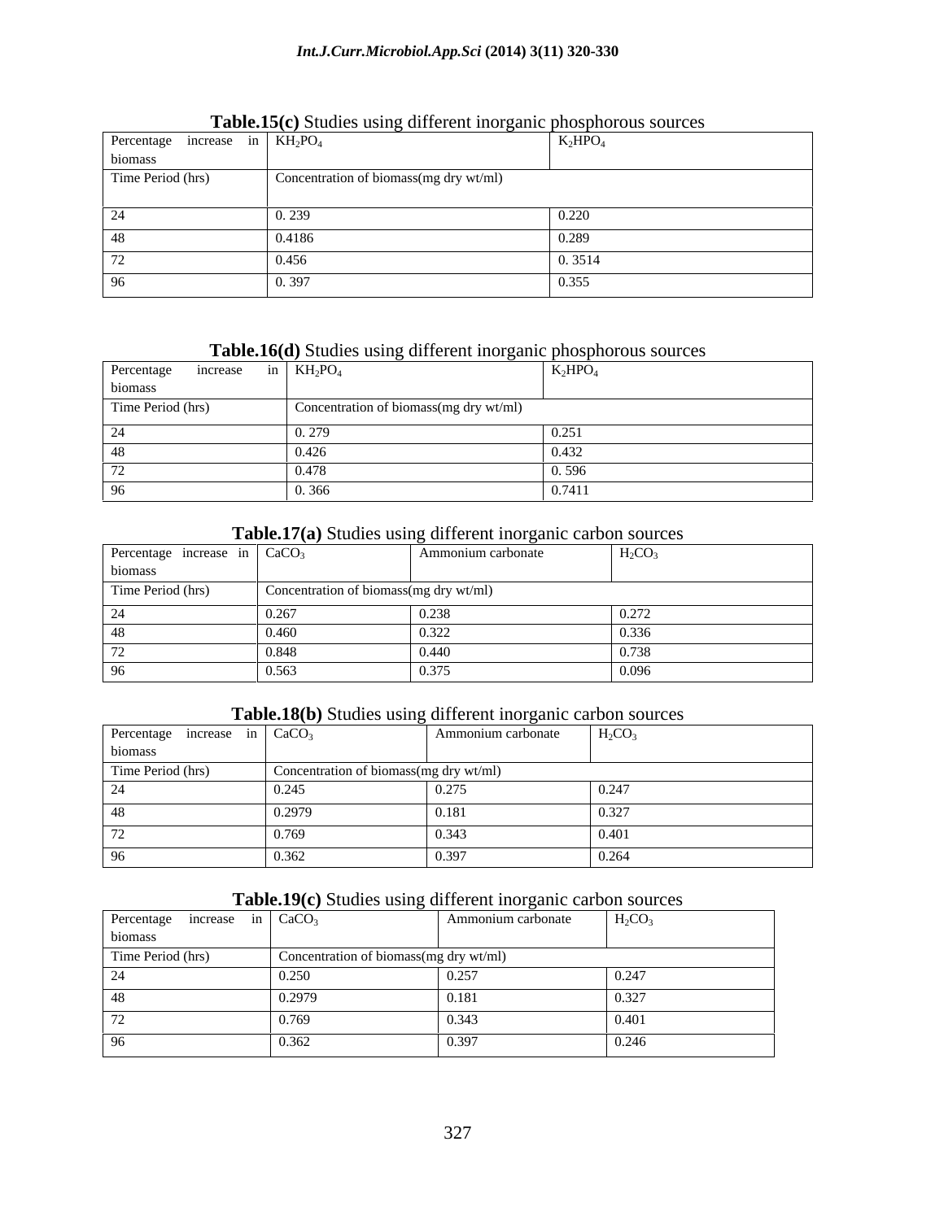**Table.15(c)** Studies using different inorganic phosphorous sources

| Percentage increase in biomass | $KH_2PO_4$ | $K_2HPO_4$ |
|---|---|---|
| Time Period (hrs) | Concentration of biomass(mg dry wt/ml) | |
| 24 | 0. 239 | 0.220 |
| 48 | 0.4186 | 0.289 |
| 72 | 0.456 | 0. 3514 |
| 96 | 0. 397 | 0.355 |

**Table.16(d)** Studies using different inorganic phosphorous sources

| Percentage increase in biomass | $KH_2PO_4$ | $K_2HPO_4$ |
|---|---|---|
| Time Period (hrs) | Concentration of biomass(mg dry wt/ml) | |
| 24 | 0. 279 | 0.251 |
| 48 | 0.426 | 0.432 |
| 72 | 0.478 | 0. 596 |
| 96 | 0. 366 | 0.7411 |

**Table.17(a)** Studies using different inorganic carbon sources

| Percentage increase in biomass | $CaCO_3$ | Ammonium carbonate | $H_2CO_3$ |
|---|---|---|---|
| Time Period (hrs) | Concentration of biomass(mg dry wt/ml) | | |
| 24 | 0.267 | 0.238 | 0.272 |
| 48 | 0.460 | 0.322 | 0.336 |
| 72 | 0.848 | 0.440 | 0.738 |
| 96 | 0.563 | 0.375 | 0.096 |

**Table.18(b)** Studies using different inorganic carbon sources

| Percentage increase in biomass | $CaCO_3$ | Ammonium carbonate | $H_2CO_3$ |
|---|---|---|---|
| Time Period (hrs) | Concentration of biomass(mg dry wt/ml) | | |
| 24 | 0.245 | 0.275 | 0.247 |
| 48 | 0.2979 | 0.181 | 0.327 |
| 72 | 0.769 | 0.343 | 0.401 |
| 96 | 0.362 | 0.397 | 0.264 |

**Table.19(c)** Studies using different inorganic carbon sources

| Percentage increase in biomass | $CaCO_3$ | Ammonium carbonate | $H_2CO_3$ |
|---|---|---|---|
| Time Period (hrs) | Concentration of biomass(mg dry wt/ml) | | |
| 24 | 0.250 | 0.257 | 0.247 |
| 48 | 0.2979 | 0.181 | 0.327 |
| 72 | 0.769 | 0.343 | 0.401 |
| 96 | 0.362 | 0.397 | 0.246 |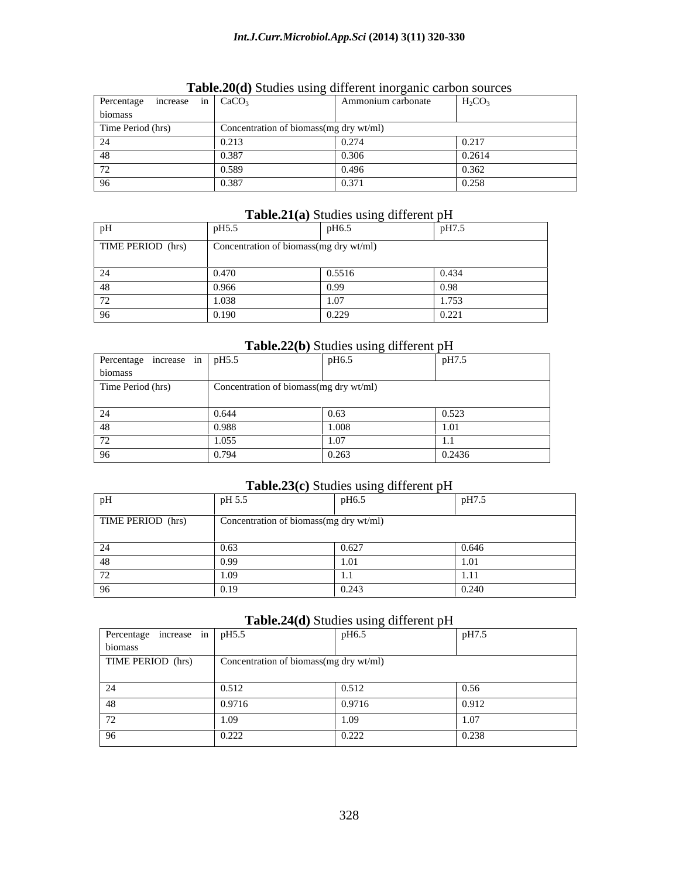**Table.20(d)** Studies using different inorganic carbon sources

| Percentage increase in biomass | $CaCO_3$ | Ammonium carbonate | $H_2CO_3$ |
|---|---|---|---|
| Time Period (hrs) | Concentration of biomass(mg dry wt/ml) | | |
| 24 | 0.213 | 0.274 | 0.217 |
| 48 | 0.387 | 0.306 | 0.2614 |
| 72 | 0.589 | 0.496 | 0.362 |
| 96 | 0.387 | 0.371 | 0.258 |

**Table.21(a)** Studies using different pH

| pH | pH5.5 | pH6.5 | pH7.5 |
|---|---|---|---|
| TIME PERIOD (hrs) | Concentration of biomass(mg dry wt/ml) | | |
| 24 | 0.470 | 0.5516 | 0.434 |
| 48 | 0.966 | 0.99 | 0.98 |
| 72 | 1.038 | 1.07 | 1.753 |
| 96 | 0.190 | 0.229 | 0.221 |

**Table.22(b)** Studies using different pH

| Percentage increase in biomass | pH5.5 | pH6.5 | pH7.5 |
|---|---|---|---|
| Time Period (hrs) | Concentration of biomass(mg dry wt/ml) | | |
| 24 | 0.644 | 0.63 | 0.523 |
| 48 | 0.988 | 1.008 | 1.01 |
| 72 | 1.055 | 1.07 | 1.1 |
| 96 | 0.794 | 0.263 | 0.2436 |

**Table.23(c)** Studies using different pH

| pH | pH 5.5 | pH6.5 | pH7.5 |
|---|---|---|---|
| TIME PERIOD (hrs) | Concentration of biomass(mg dry wt/ml) | | |
| 24 | 0.63 | 0.627 | 0.646 |
| 48 | 0.99 | 1.01 | 1.01 |
| 72 | 1.09 | 1.1 | 1.11 |
| 96 | 0.19 | 0.243 | 0.240 |

**Table.24(d)** Studies using different pH

| Percentage increase in biomass | pH5.5 | pH6.5 | pH7.5 |
|---|---|---|---|
| TIME PERIOD (hrs) | Concentration of biomass(mg dry wt/ml) | | |
| 24 | 0.512 | 0.512 | 0.56 |
| 48 | 0.9716 | 0.9716 | 0.912 |
| 72 | 1.09 | 1.09 | 1.07 |
| 96 | 0.222 | 0.222 | 0.238 |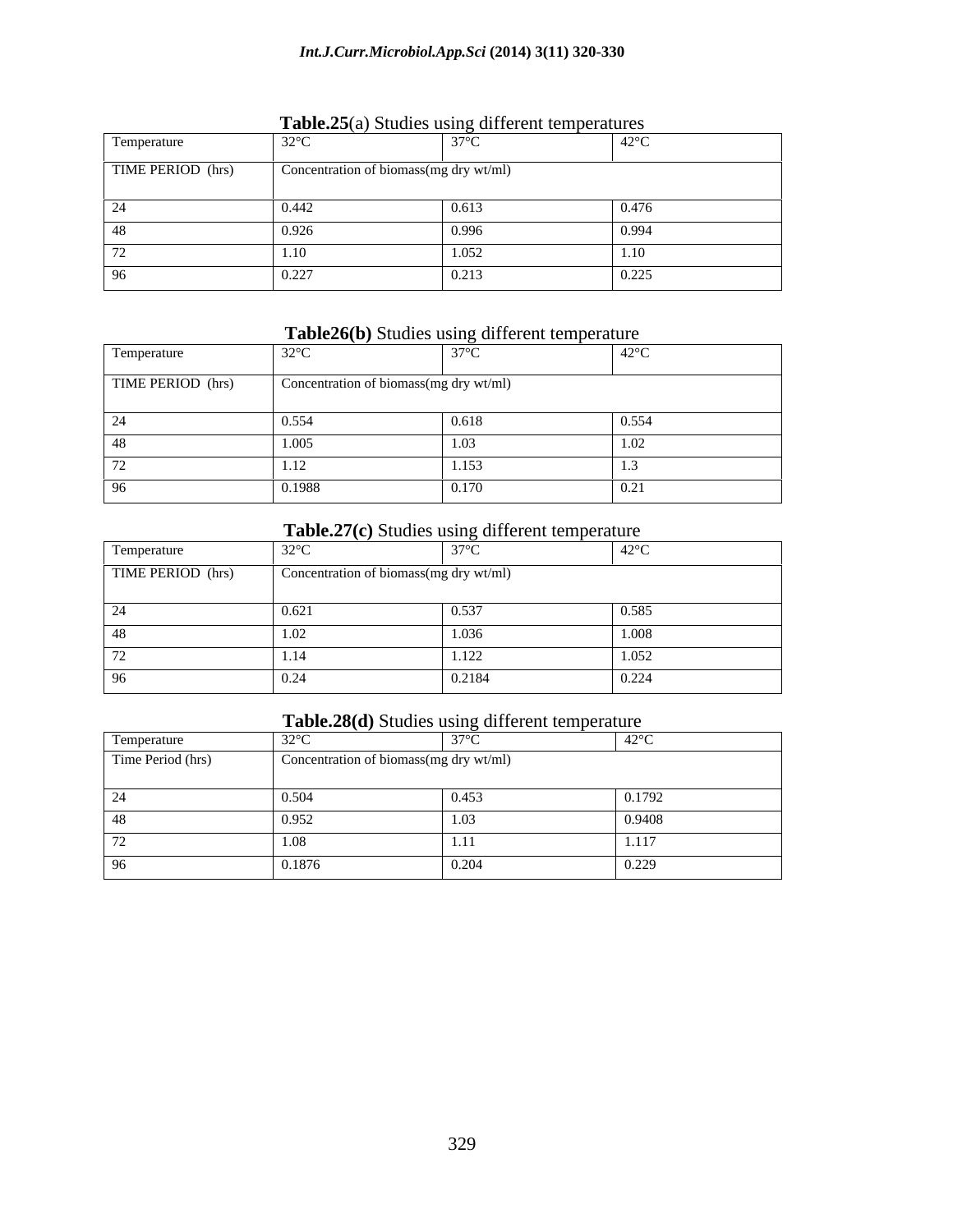**Table.25**(a) Studies using different temperatures

| Temperature | 32°C | 37°C | 42°C |
| --- | --- | --- | --- |
| TIME PERIOD (hrs) | Concentration of biomass(mg dry wt/ml) | | |
| 24 | 0.442 | 0.613 | 0.476 |
| 48 | 0.926 | 0.996 | 0.994 |
| 72 | 1.10 | 1.052 | 1.10 |
| 96 | 0.227 | 0.213 | 0.225 |

**Table26(b)** Studies using different temperature

| Temperature | 32°C | 37°C | 42°C |
| --- | --- | --- | --- |
| TIME PERIOD (hrs) | Concentration of biomass(mg dry wt/ml) | | |
| 24 | 0.554 | 0.618 | 0.554 |
| 48 | 1.005 | 1.03 | 1.02 |
| 72 | 1.12 | 1.153 | 1.3 |
| 96 | 0.1988 | 0.170 | 0.21 |

**Table.27(c)** Studies using different temperature

| Temperature | 32°C | 37°C | 42°C |
| --- | --- | --- | --- |
| TIME PERIOD (hrs) | Concentration of biomass(mg dry wt/ml) | | |
| 24 | 0.621 | 0.537 | 0.585 |
| 48 | 1.02 | 1.036 | 1.008 |
| 72 | 1.14 | 1.122 | 1.052 |
| 96 | 0.24 | 0.2184 | 0.224 |

**Table.28(d)** Studies using different temperature

| Temperature | 32°C | 37°C | 42°C |
| --- | --- | --- | --- |
| Time Period (hrs) | Concentration of biomass(mg dry wt/ml) | | |
| 24 | 0.504 | 0.453 | 0.1792 |
| 48 | 0.952 | 1.03 | 0.9408 |
| 72 | 1.08 | 1.11 | 1.117 |
| 96 | 0.1876 | 0.204 | 0.229 |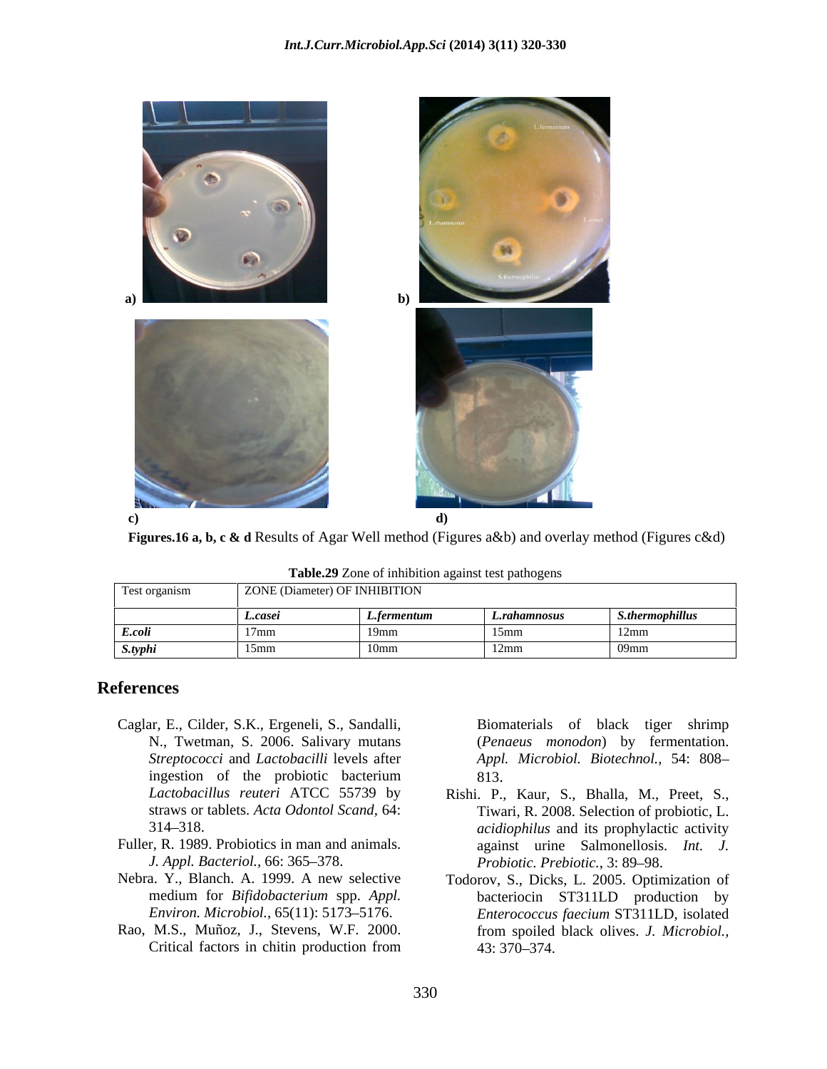a) b)

c) d)

**Figures.16 a, b, c & d** Results of Agar Well method (Figures a&b) and overlay method (Figures c&d)

**Table.29** Zone of inhibition against test pathogens

| Test organism | ZONE (Diameter) OF INHIBITION | | | |
|---|---|---|---|---|
| | ***L.casei*** | ***L.fermentum*** | ***L.rahamnosus*** | ***S.thermophillus*** |
| ***E.coli*** | 17mm | 19mm | 15mm | 12mm |
| ***S.typhi*** | 15mm | 10mm | 12mm | 09mm |

## References

Caglar, E., Cilder, S.K., Ergeneli, S., Sandalli, N., Twetman, S. 2006. Salivary mutans *Streptococci* and *Lactobacilli* levels after ingestion of the probiotic bacterium *Lactobacillus reuteri* ATCC 55739 by straws or tablets. *Acta Odontol Scand,* 64: 314–318.

Fuller, R. 1989. Probiotics in man and animals. *J. Appl. Bacteriol.,* 66: 365–378.

Nebra. Y., Blanch. A. 1999. A new selective medium for *Bifidobacterium* spp. *Appl. Environ. Microbiol.,* 65(11): 5173–5176.

Rao, M.S., Muñoz, J., Stevens, W.F. 2000. Critical factors in chitin production from Biomaterials of black tiger shrimp (*Penaeus monodon*) by fermentation. *Appl. Microbiol. Biotechnol.,* 54: 808–813.

Rishi. P., Kaur, S., Bhalla, M., Preet, S., Tiwari, R. 2008. Selection of probiotic, L. *acidiophilus* and its prophylactic activity against urine Salmonellosis. *Int. J. Probiotic. Prebiotic.,* 3: 89–98.

Todorov, S., Dicks, L. 2005. Optimization of bacteriocin ST311LD production by *Enterococcus faecium* ST311LD, isolated from spoiled black olives. *J. Microbiol.,* 43: 370–374.